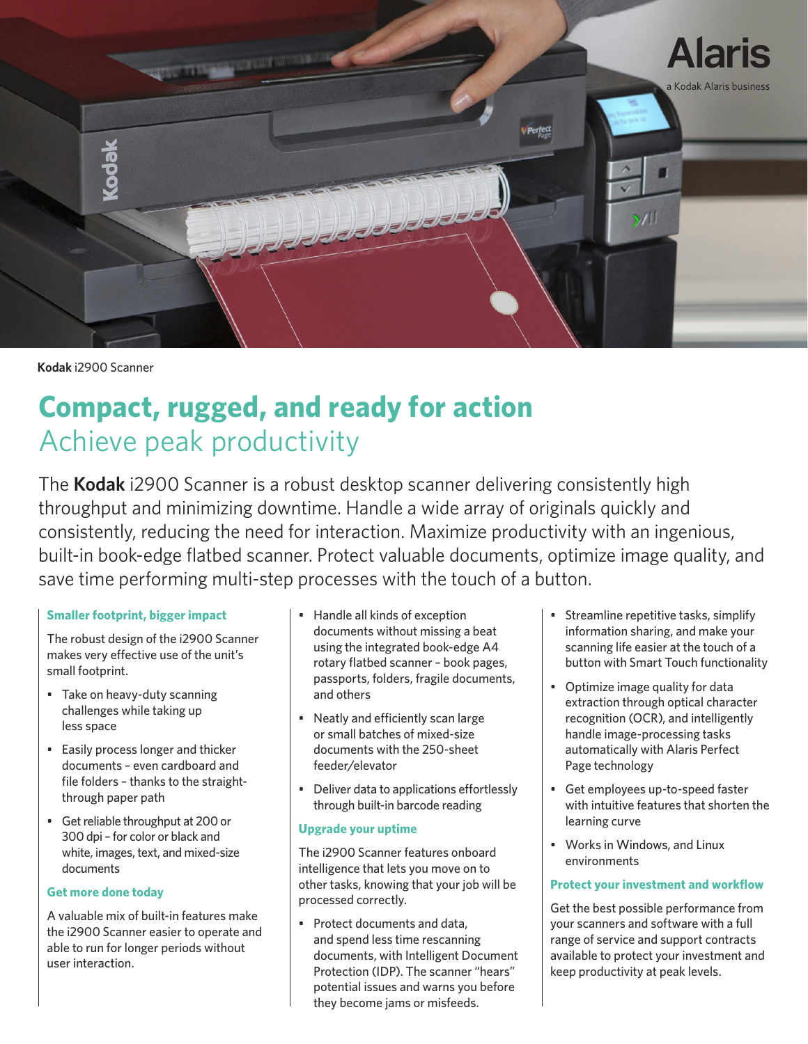Alaris

a Kodak Alaris business

**Kodak** i2900 Scanner

# Compact, rugged, and ready for action

## Achieve peak productivity

The **Kodak** i2900 Scanner is a robust desktop scanner delivering consistently high throughput and minimizing downtime. Handle a wide array of originals quickly and consistently, reducing the need for interaction. Maximize productivity with an ingenious, built-in book-edge flatbed scanner. Protect valuable documents, optimize image quality, and save time performing multi-step processes with the touch of a button.

### Smaller footprint, bigger impact

The robust design of the i2900 Scanner makes very effective use of the unit's small footprint.

- Take on heavy-duty scanning challenges while taking up less space
- Easily process longer and thicker documents – even cardboard and file folders – thanks to the straight-through paper path
- Get reliable throughput at 200 or 300 dpi – for color or black and white, images, text, and mixed-size documents

### Get more done today

A valuable mix of built-in features make the i2900 Scanner easier to operate and able to run for longer periods without user interaction.

- Handle all kinds of exception documents without missing a beat using the integrated book-edge A4 rotary flatbed scanner – book pages, passports, folders, fragile documents, and others
- Neatly and efficiently scan large or small batches of mixed-size documents with the 250-sheet feeder/elevator
- Deliver data to applications effortlessly through built-in barcode reading

### Upgrade your uptime

The i2900 Scanner features onboard intelligence that lets you move on to other tasks, knowing that your job will be processed correctly.

- Protect documents and data, and spend less time rescanning documents, with Intelligent Document Protection (IDP). The scanner "hears" potential issues and warns you before they become jams or misfeeds.
- Streamline repetitive tasks, simplify information sharing, and make your scanning life easier at the touch of a button with Smart Touch functionality
- Optimize image quality for data extraction through optical character recognition (OCR), and intelligently handle image-processing tasks automatically with Alaris Perfect Page technology
- Get employees up-to-speed faster with intuitive features that shorten the learning curve
- Works in Windows, and Linux environments

### Protect your investment and workflow

Get the best possible performance from your scanners and software with a full range of service and support contracts available to protect your investment and keep productivity at peak levels.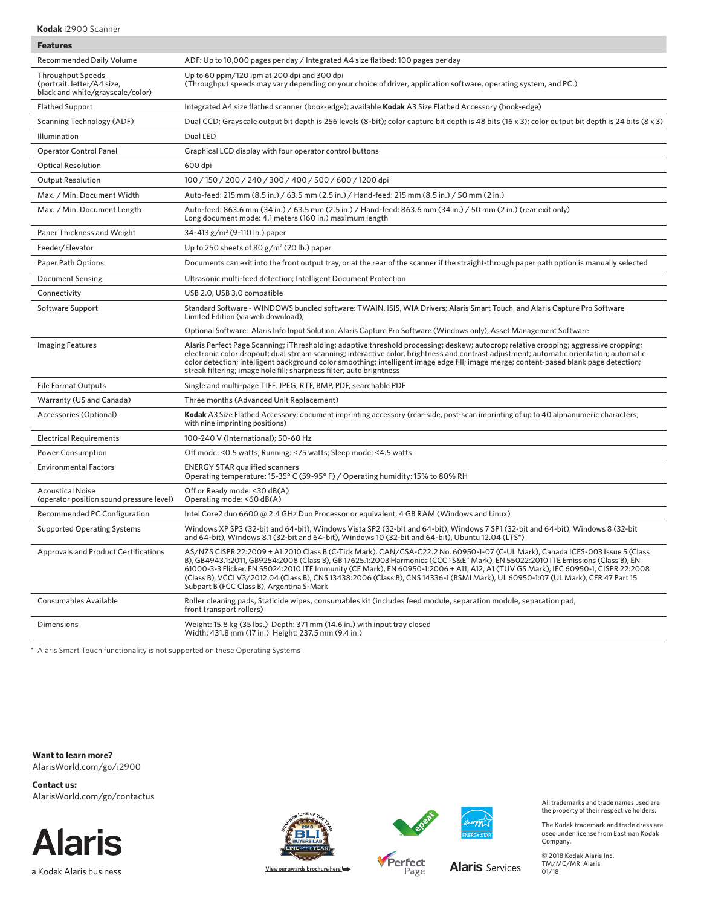**Kodak** i2900 Scanner

| Features | |
|---|---|
| Recommended Daily Volume | ADF: Up to 10,000 pages per day / Integrated A4 size flatbed: 100 pages per day |
| Throughput Speeds (portrait, letter/A4 size, black and white/grayscale/color) | Up to 60 ppm/120 ipm at 200 dpi and 300 dpi (Throughput speeds may vary depending on your choice of driver, application software, operating system, and PC.) |
| Flatbed Support | Integrated A4 size flatbed scanner (book-edge); available **Kodak** A3 Size Flatbed Accessory (book-edge) |
| Scanning Technology (ADF) | Dual CCD; Grayscale output bit depth is 256 levels (8-bit); color capture bit depth is 48 bits (16 x 3); color output bit depth is 24 bits (8 x 3) |
| Illumination | Dual LED |
| Operator Control Panel | Graphical LCD display with four operator control buttons |
| Optical Resolution | 600 dpi |
| Output Resolution | 100 / 150 / 200 / 240 / 300 / 400 / 500 / 600 / 1200 dpi |
| Max. / Min. Document Width | Auto-feed: 215 mm (8.5 in.) / 63.5 mm (2.5 in.) / Hand-feed: 215 mm (8.5 in.) / 50 mm (2 in.) |
| Max. / Min. Document Length | Auto-feed: 863.6 mm (34 in.) / 63.5 mm (2.5 in.) / Hand-feed: 863.6 mm (34 in.) / 50 mm (2 in.) (rear exit only) Long document mode: 4.1 meters (160 in.) maximum length |
| Paper Thickness and Weight | 34-413 g/m² (9-110 lb.) paper |
| Feeder/Elevator | Up to 250 sheets of 80 g/m² (20 lb.) paper |
| Paper Path Options | Documents can exit into the front output tray, or at the rear of the scanner if the straight-through paper path option is manually selected |
| Document Sensing | Ultrasonic multi-feed detection; Intelligent Document Protection |
| Connectivity | USB 2.0, USB 3.0 compatible |
| Software Support | Standard Software - WINDOWS bundled software: TWAIN, ISIS, WIA Drivers; Alaris Smart Touch, and Alaris Capture Pro Software Limited Edition (via web download), |
| | Optional Software: Alaris Info Input Solution, Alaris Capture Pro Software (Windows only), Asset Management Software |
| Imaging Features | Alaris Perfect Page Scanning; iThresholding; adaptive threshold processing; deskew; autocrop; relative cropping; aggressive cropping; electronic color dropout; dual stream scanning; interactive color, brightness and contrast adjustment; automatic orientation; automatic color detection; intelligent background color smoothing; intelligent image edge fill; image merge; content-based blank page detection; streak filtering; image hole fill; sharpness filter; auto brightness |
| File Format Outputs | Single and multi-page TIFF, JPEG, RTF, BMP, PDF, searchable PDF |
| Warranty (US and Canada) | Three months (Advanced Unit Replacement) |
| Accessories (Optional) | **Kodak** A3 Size Flatbed Accessory; document imprinting accessory (rear-side, post-scan imprinting of up to 40 alphanumeric characters, with nine imprinting positions) |
| Electrical Requirements | 100-240 V (International); 50-60 Hz |
| Power Consumption | Off mode: <0.5 watts; Running: <75 watts; Sleep mode: <4.5 watts |
| Environmental Factors | ENERGY STAR qualified scanners Operating temperature: 15-35° C (59-95° F) / Operating humidity: 15% to 80% RH |
| Acoustical Noise (operator position sound pressure level) | Off or Ready mode: <30 dB(A) Operating mode: <60 dB(A) |
| Recommended PC Configuration | Intel Core2 duo 6600 @ 2.4 GHz Duo Processor or equivalent, 4 GB RAM (Windows and Linux) |
| Supported Operating Systems | Windows XP SP3 (32-bit and 64-bit), Windows Vista SP2 (32-bit and 64-bit), Windows 7 SP1 (32-bit and 64-bit), Windows 8 (32-bit and 64-bit), Windows 8.1 (32-bit and 64-bit), Windows 10 (32-bit and 64-bit), Ubuntu 12.04 (LTS*) |
| Approvals and Product Certifications | AS/NZS CISPR 22:2009 + A1:2010 Class B (C-Tick Mark), CAN/CSA-C22.2 No. 60950-1-07 (C-UL Mark), Canada ICES-003 Issue 5 (Class B), GB4943.1:2011, GB9254:2008 (Class B), GB 17625.1:2003 Harmonics (CCC "S&E" Mark), EN 55022:2010 ITE Emissions (Class B), EN 61000-3-3 Flicker, EN 55024:2010 ITE Immunity (CE Mark), EN 60950-1:2006 + A11, A12, A1 (TUV GS Mark), IEC 60950-1, CISPR 22:2008 (Class B), VCCI V3/2012.04 (Class B), CNS 13438:2006 (Class B), CNS 14336-1 (BSMI Mark), UL 60950-1:07 (UL Mark), CFR 47 Part 15 Subpart B (FCC Class B), Argentina S-Mark |
| Consumables Available | Roller cleaning pads, Staticide wipes, consumables kit (includes feed module, separation module, separation pad, front transport rollers) |
| Dimensions | Weight: 15.8 kg (35 lbs.) Depth: 371 mm (14.6 in.) with input tray closed Width: 431.8 mm (17 in.) Height: 237.5 mm (9.4 in.) |

* Alaris Smart Touch functionality is not supported on these Operating Systems

**Want to learn more?**
AlarisWorld.com/go/i2900

**Contact us:**
AlarisWorld.com/go/contactus

Alaris
a Kodak Alaris business

View our awards brochure here

Alaris Services

All trademarks and trade names used are the property of their respective holders.

The Kodak trademark and trade dress are used under license from Eastman Kodak Company.

© 2018 Kodak Alaris Inc.
TM/MC/MR: Alaris
01/18